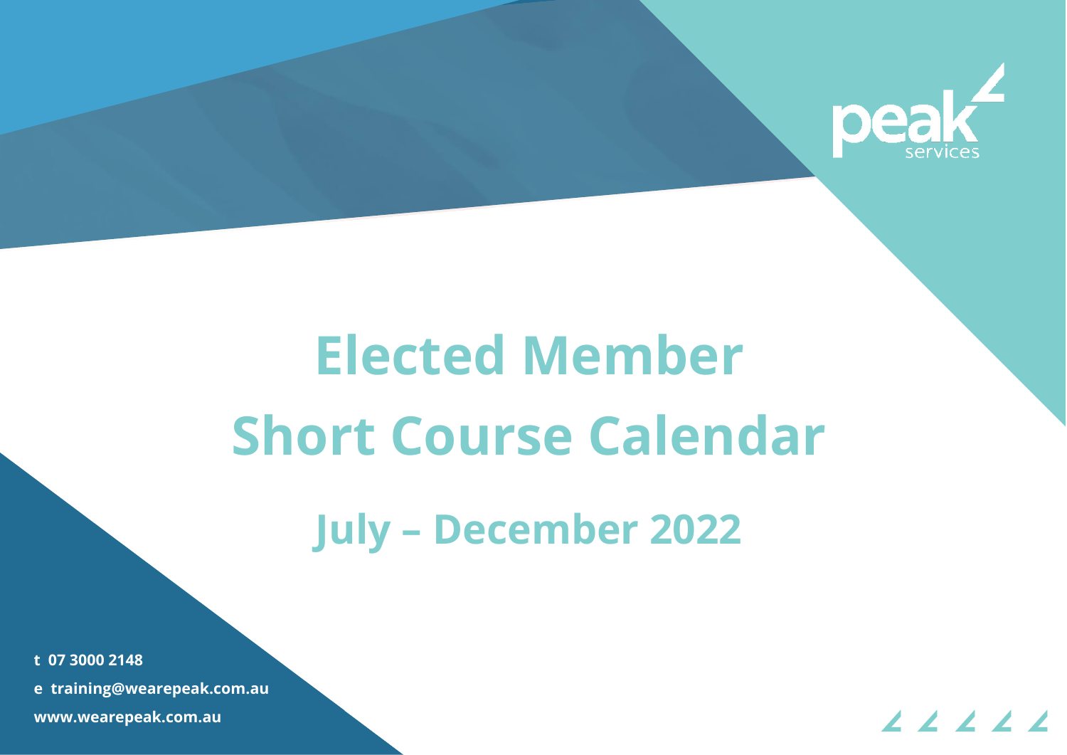peak services

# Elected Member Short Course Calendar

## July – December 2022

**t 07 3000 2148**

**e training@wearepeak.com.au**

**www.wearepeak.com.au**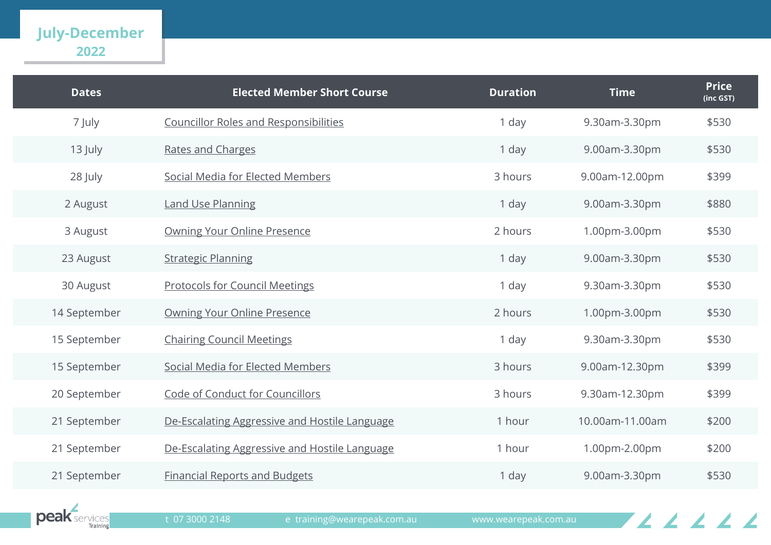## July-December 2022

| Dates | Elected Member Short Course | Duration | Time | Price (inc GST) |
|---|---|---|---|---|
| 7 July | Councillor Roles and Responsibilities | 1 day | 9.30am-3.30pm | $530 |
| 13 July | Rates and Charges | 1 day | 9.00am-3.30pm | $530 |
| 28 July | Social Media for Elected Members | 3 hours | 9.00am-12.00pm | $399 |
| 2 August | Land Use Planning | 1 day | 9.00am-3.30pm | $880 |
| 3 August | Owning Your Online Presence | 2 hours | 1.00pm-3.00pm | $530 |
| 23 August | Strategic Planning | 1 day | 9.00am-3.30pm | $530 |
| 30 August | Protocols for Council Meetings | 1 day | 9.30am-3.30pm | $530 |
| 14 September | Owning Your Online Presence | 2 hours | 1.00pm-3.00pm | $530 |
| 15 September | Chairing Council Meetings | 1 day | 9.30am-3.30pm | $530 |
| 15 September | Social Media for Elected Members | 3 hours | 9.00am-12.30pm | $399 |
| 20 September | Code of Conduct for Councillors | 3 hours | 9.30am-12.30pm | $399 |
| 21 September | De-Escalating Aggressive and Hostile Language | 1 hour | 10.00am-11.00am | $200 |
| 21 September | De-Escalating Aggressive and Hostile Language | 1 hour | 1.00pm-2.00pm | $200 |
| 21 September | Financial Reports and Budgets | 1 day | 9.00am-3.30pm | $530 |

peak services Training

t 07 3000 2148 e training@wearepeak.com.au www.wearepeak.com.au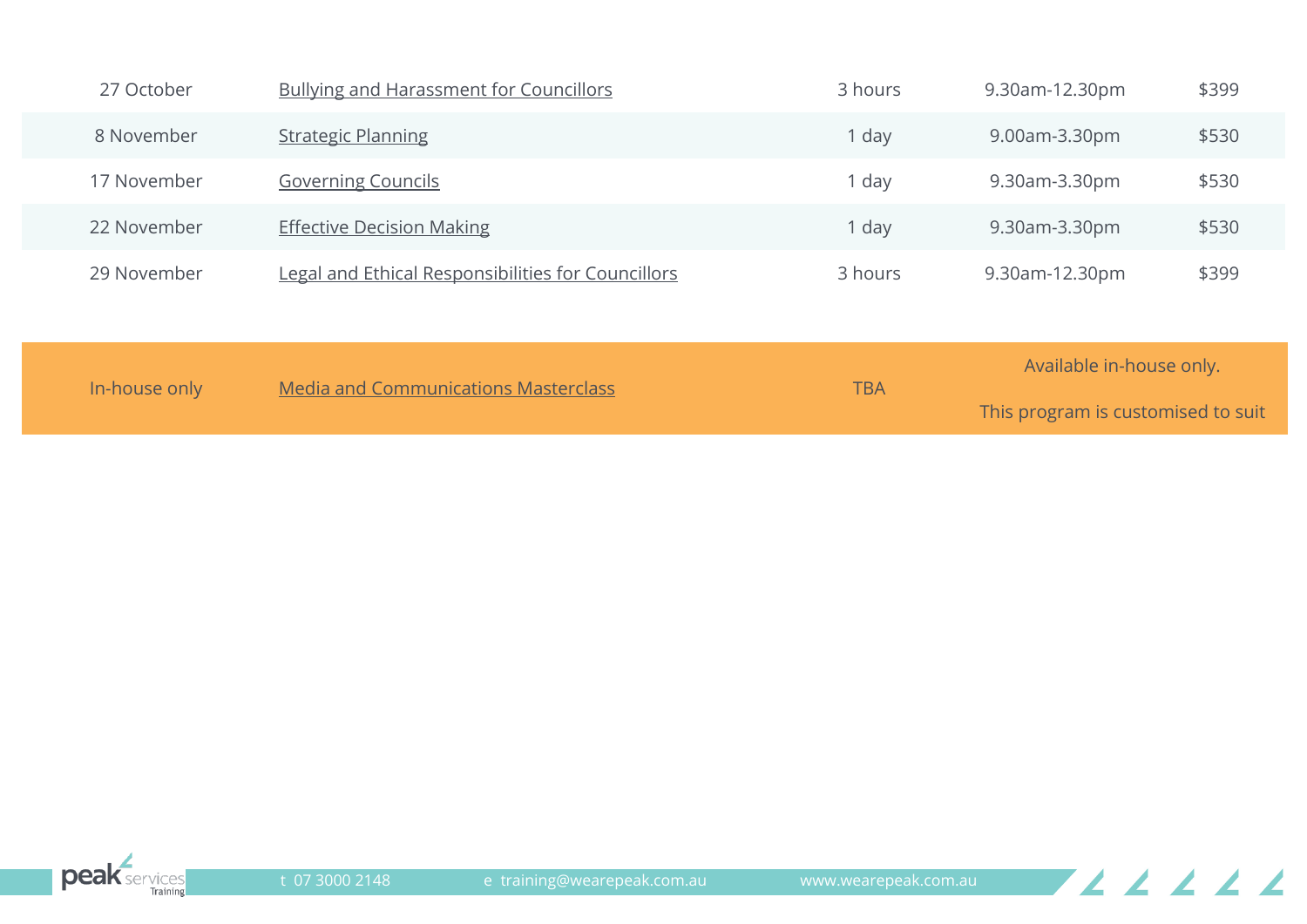| | | | | |
|---|---|---|---|---|
| 27 October | Bullying and Harassment for Councillors | 3 hours | 9.30am-12.30pm | $399 |
| 8 November | Strategic Planning | 1 day | 9.00am-3.30pm | $530 |
| 17 November | Governing Councils | 1 day | 9.30am-3.30pm | $530 |
| 22 November | Effective Decision Making | 1 day | 9.30am-3.30pm | $530 |
| 29 November | Legal and Ethical Responsibilities for Councillors | 3 hours | 9.30am-12.30pm | $399 |
| In-house only | Media and Communications Masterclass | TBA | Available in-house only. This program is customised to suit | |

t 07 3000 2148 e training@wearepeak.com.au www.wearepeak.com.au